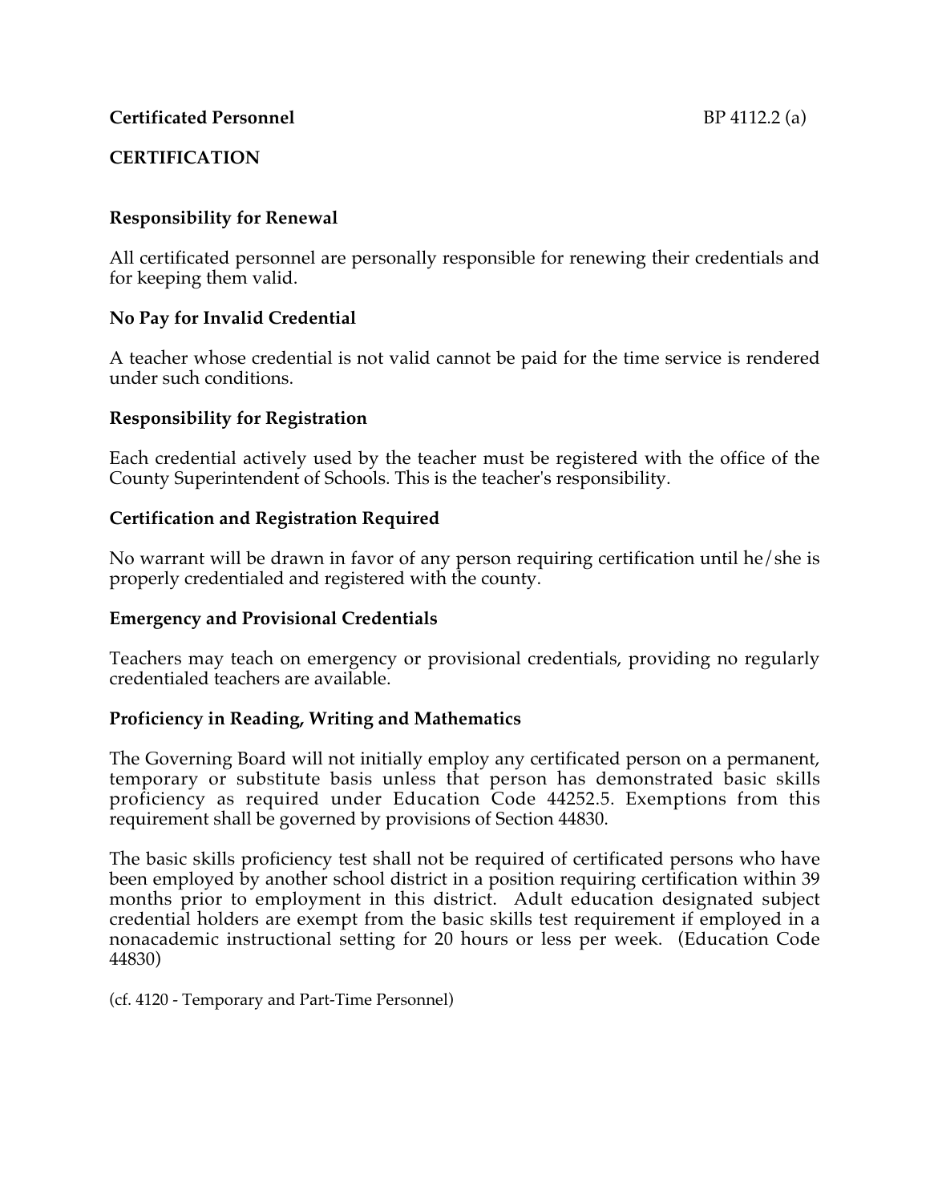**Certificated Personnel** BP 4112.2 (a)

**CERTIFICATION**

**Responsibility for Renewal**

All certificated personnel are personally responsible for renewing their credentials and for keeping them valid.

**No Pay for Invalid Credential**

A teacher whose credential is not valid cannot be paid for the time service is rendered under such conditions.

**Responsibility for Registration**

Each credential actively used by the teacher must be registered with the office of the County Superintendent of Schools. This is the teacher's responsibility.

**Certification and Registration Required**

No warrant will be drawn in favor of any person requiring certification until he/she is properly credentialed and registered with the county.

**Emergency and Provisional Credentials**

Teachers may teach on emergency or provisional credentials, providing no regularly credentialed teachers are available.

**Proficiency in Reading, Writing and Mathematics**

The Governing Board will not initially employ any certificated person on a permanent, temporary or substitute basis unless that person has demonstrated basic skills proficiency as required under Education Code 44252.5. Exemptions from this requirement shall be governed by provisions of Section 44830.

The basic skills proficiency test shall not be required of certificated persons who have been employed by another school district in a position requiring certification within 39 months prior to employment in this district. Adult education designated subject credential holders are exempt from the basic skills test requirement if employed in a nonacademic instructional setting for 20 hours or less per week. (Education Code 44830)

(cf. 4120 - Temporary and Part-Time Personnel)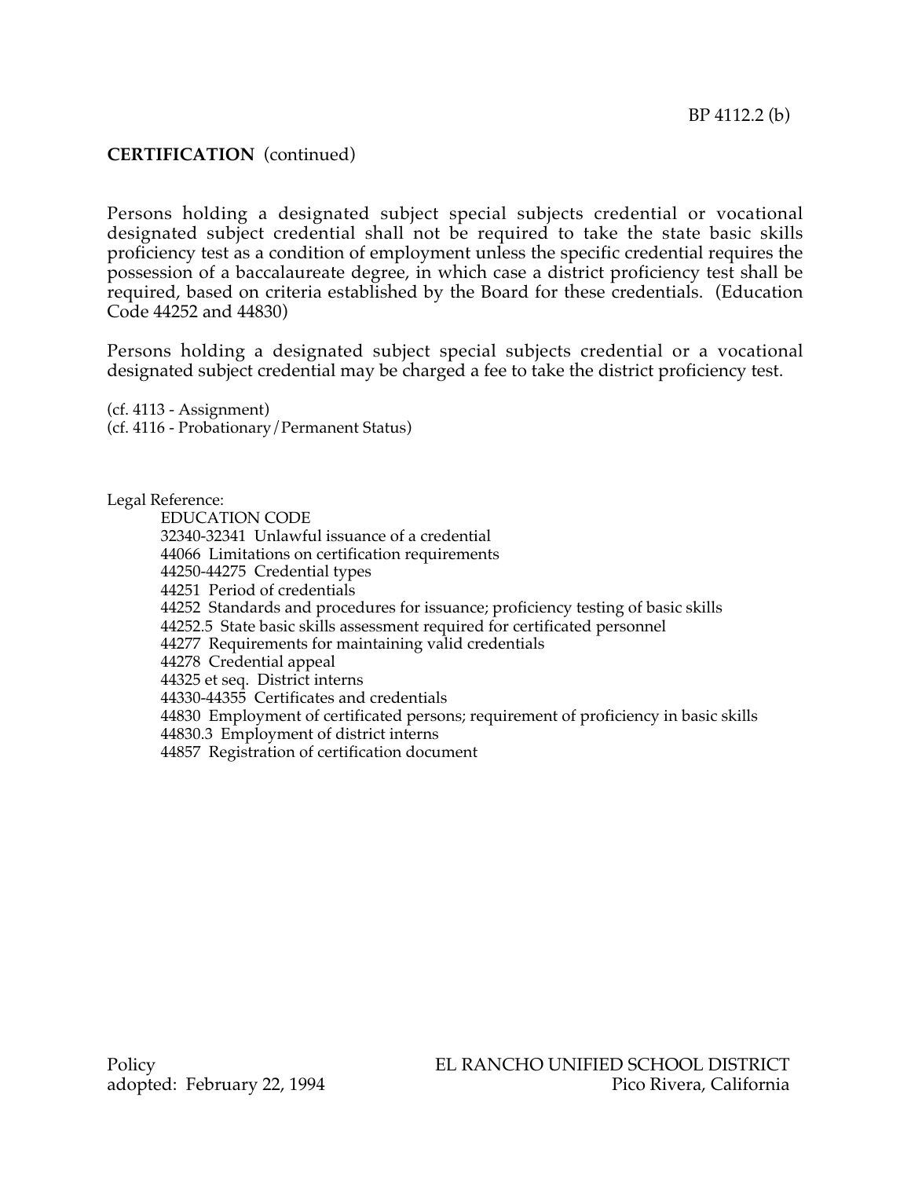**CERTIFICATION** (continued)

Persons holding a designated subject special subjects credential or vocational designated subject credential shall not be required to take the state basic skills proficiency test as a condition of employment unless the specific credential requires the possession of a baccalaureate degree, in which case a district proficiency test shall be required, based on criteria established by the Board for these credentials. (Education Code 44252 and 44830)

Persons holding a designated subject special subjects credential or a vocational designated subject credential may be charged a fee to take the district proficiency test.

(cf. 4113 - Assignment)
(cf. 4116 - Probationary/Permanent Status)

Legal Reference:

EDUCATION CODE
32340-32341 Unlawful issuance of a credential
44066 Limitations on certification requirements
44250-44275 Credential types
44251 Period of credentials
44252 Standards and procedures for issuance; proficiency testing of basic skills
44252.5 State basic skills assessment required for certificated personnel
44277 Requirements for maintaining valid credentials
44278 Credential appeal
44325 et seq. District interns
44330-44355 Certificates and credentials
44830 Employment of certificated persons; requirement of proficiency in basic skills
44830.3 Employment of district interns
44857 Registration of certification document

Policy
adopted: February 22, 1994

EL RANCHO UNIFIED SCHOOL DISTRICT
Pico Rivera, California